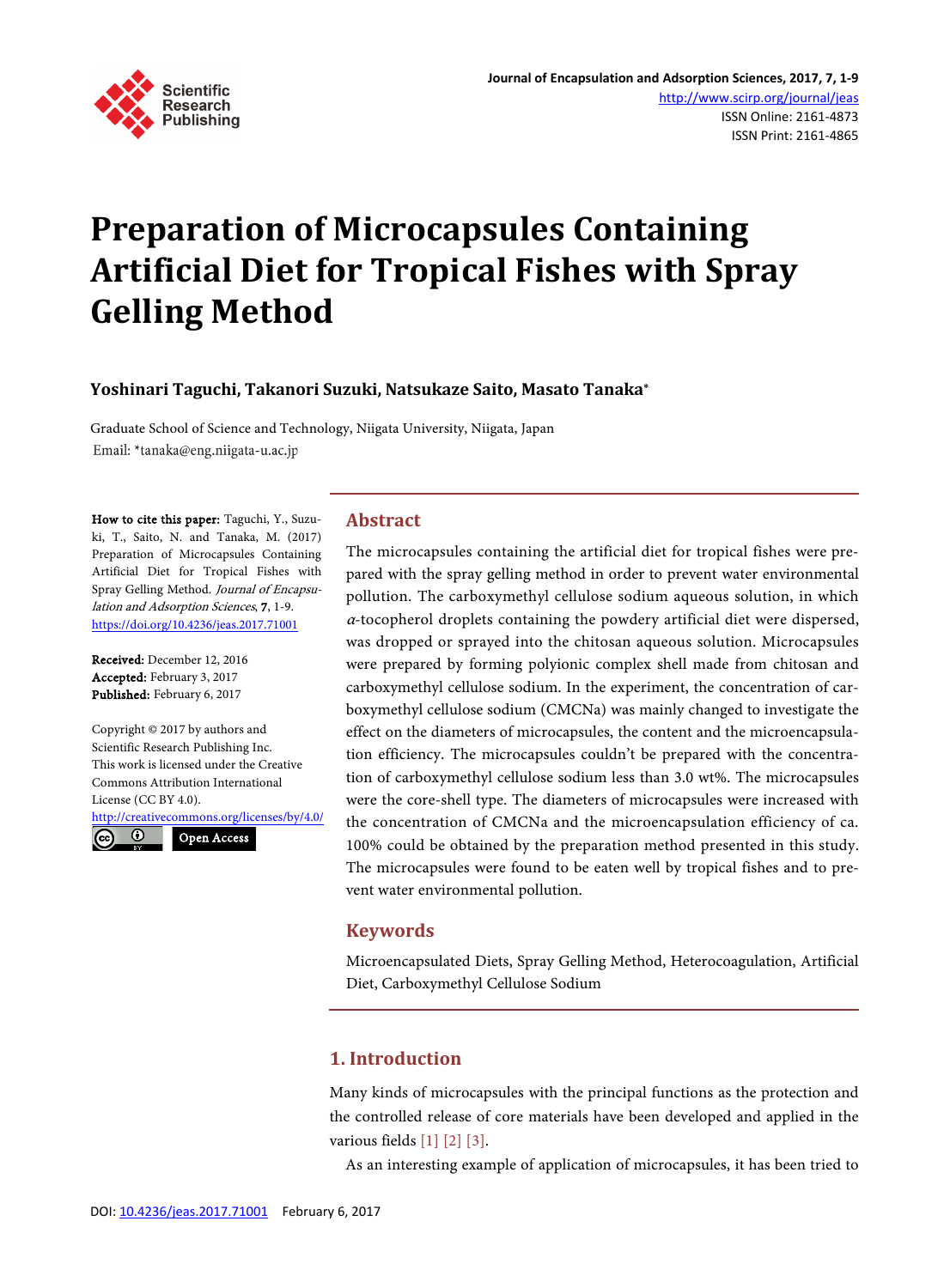# Preparation of Microcapsules Containing Artificial Diet for Tropical Fishes with Spray Gelling Method

**Yoshinari Taguchi, Takanori Suzuki, Natsukaze Saito, Masato Tanaka***

Graduate School of Science and Technology, Niigata University, Niigata, Japan
Email: *tanaka@eng.niigata-u.ac.jp

**How to cite this paper:** Taguchi, Y., Suzuki, T., Saito, N. and Tanaka, M. (2017) Preparation of Microcapsules Containing Artificial Diet for Tropical Fishes with Spray Gelling Method. *Journal of Encapsulation and Adsorption Sciences*, **7**, 1-9.
https://doi.org/10.4236/jeas.2017.71001

**Received:** December 12, 2016
**Accepted:** February 3, 2017
**Published:** February 6, 2017

Copyright © 2017 by authors and Scientific Research Publishing Inc.
This work is licensed under the Creative Commons Attribution International License (CC BY 4.0).
http://creativecommons.org/licenses/by/4.0/

Open Access

## Abstract

The microcapsules containing the artificial diet for tropical fishes were prepared with the spray gelling method in order to prevent water environmental pollution. The carboxymethyl cellulose sodium aqueous solution, in which $\alpha$-tocopherol droplets containing the powdery artificial diet were dispersed, was dropped or sprayed into the chitosan aqueous solution. Microcapsules were prepared by forming polyionic complex shell made from chitosan and carboxymethyl cellulose sodium. In the experiment, the concentration of carboxymethyl cellulose sodium (CMCNa) was mainly changed to investigate the effect on the diameters of microcapsules, the content and the microencapsulation efficiency. The microcapsules couldn't be prepared with the concentration of carboxymethyl cellulose sodium less than 3.0 wt%. The microcapsules were the core-shell type. The diameters of microcapsules were increased with the concentration of CMCNa and the microencapsulation efficiency of ca. 100% could be obtained by the preparation method presented in this study. The microcapsules were found to be eaten well by tropical fishes and to prevent water environmental pollution.

## Keywords

Microencapsulated Diets, Spray Gelling Method, Heterocoagulation, Artificial Diet, Carboxymethyl Cellulose Sodium

## 1. Introduction

Many kinds of microcapsules with the principal functions as the protection and the controlled release of core materials have been developed and applied in the various fields [1] [2] [3].

As an interesting example of application of microcapsules, it has been tried to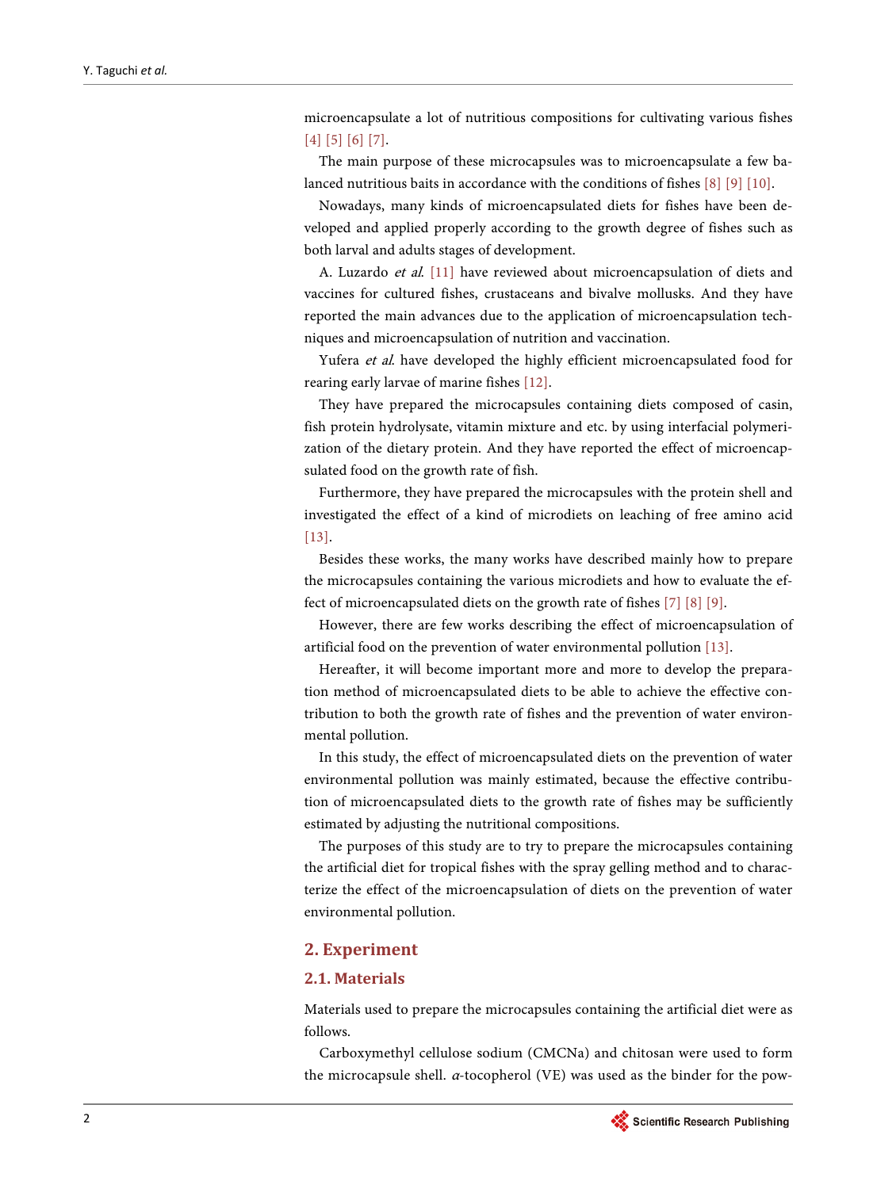microencapsulate a lot of nutritious compositions for cultivating various fishes [4] [5] [6] [7].

The main purpose of these microcapsules was to microencapsulate a few balanced nutritious baits in accordance with the conditions of fishes [8] [9] [10].

Nowadays, many kinds of microencapsulated diets for fishes have been developed and applied properly according to the growth degree of fishes such as both larval and adults stages of development.

A. Luzardo *et al.* [11] have reviewed about microencapsulation of diets and vaccines for cultured fishes, crustaceans and bivalve mollusks. And they have reported the main advances due to the application of microencapsulation techniques and microencapsulation of nutrition and vaccination.

Yufera *et al.* have developed the highly efficient microencapsulated food for rearing early larvae of marine fishes [12].

They have prepared the microcapsules containing diets composed of casin, fish protein hydrolysate, vitamin mixture and etc. by using interfacial polymerization of the dietary protein. And they have reported the effect of microencapsulated food on the growth rate of fish.

Furthermore, they have prepared the microcapsules with the protein shell and investigated the effect of a kind of microdiets on leaching of free amino acid [13].

Besides these works, the many works have described mainly how to prepare the microcapsules containing the various microdiets and how to evaluate the effect of microencapsulated diets on the growth rate of fishes [7] [8] [9].

However, there are few works describing the effect of microencapsulation of artificial food on the prevention of water environmental pollution [13].

Hereafter, it will become important more and more to develop the preparation method of microencapsulated diets to be able to achieve the effective contribution to both the growth rate of fishes and the prevention of water environmental pollution.

In this study, the effect of microencapsulated diets on the prevention of water environmental pollution was mainly estimated, because the effective contribution of microencapsulated diets to the growth rate of fishes may be sufficiently estimated by adjusting the nutritional compositions.

The purposes of this study are to try to prepare the microcapsules containing the artificial diet for tropical fishes with the spray gelling method and to characterize the effect of the microencapsulation of diets on the prevention of water environmental pollution.

## 2. Experiment

### 2.1. Materials

Materials used to prepare the microcapsules containing the artificial diet were as follows.

Carboxymethyl cellulose sodium (CMCNa) and chitosan were used to form the microcapsule shell. $\alpha$-tocopherol (VE) was used as the binder for the pow-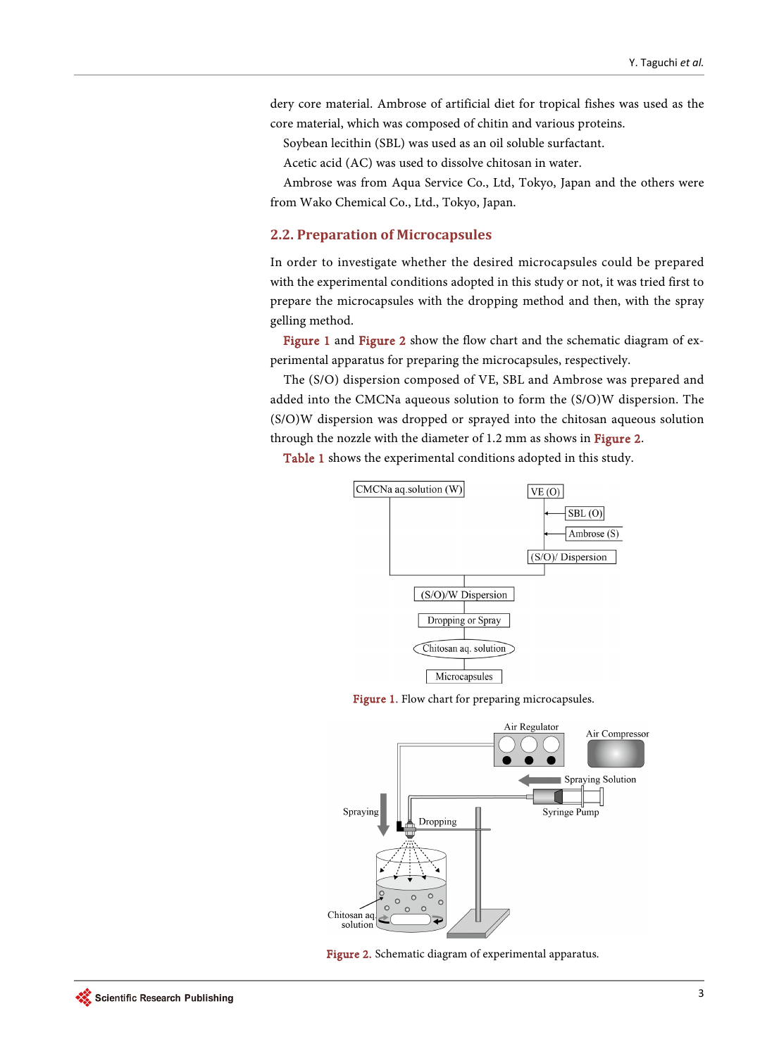dery core material. Ambrose of artificial diet for tropical fishes was used as the core material, which was composed of chitin and various proteins.

Soybean lecithin (SBL) was used as an oil soluble surfactant.

Acetic acid (AC) was used to dissolve chitosan in water.

Ambrose was from Aqua Service Co., Ltd, Tokyo, Japan and the others were from Wako Chemical Co., Ltd., Tokyo, Japan.

## 2.2. Preparation of Microcapsules

In order to investigate whether the desired microcapsules could be prepared with the experimental conditions adopted in this study or not, it was tried first to prepare the microcapsules with the dropping method and then, with the spray gelling method.

Figure 1 and Figure 2 show the flow chart and the schematic diagram of experimental apparatus for preparing the microcapsules, respectively.

The (S/O) dispersion composed of VE, SBL and Ambrose was prepared and added into the CMCNa aqueous solution to form the (S/O)W dispersion. The (S/O)W dispersion was dropped or sprayed into the chitosan aqueous solution through the nozzle with the diameter of 1.2 mm as shows in Figure 2.

Table 1 shows the experimental conditions adopted in this study.

Figure 1. Flow chart for preparing microcapsules.

Figure 2. Schematic diagram of experimental apparatus.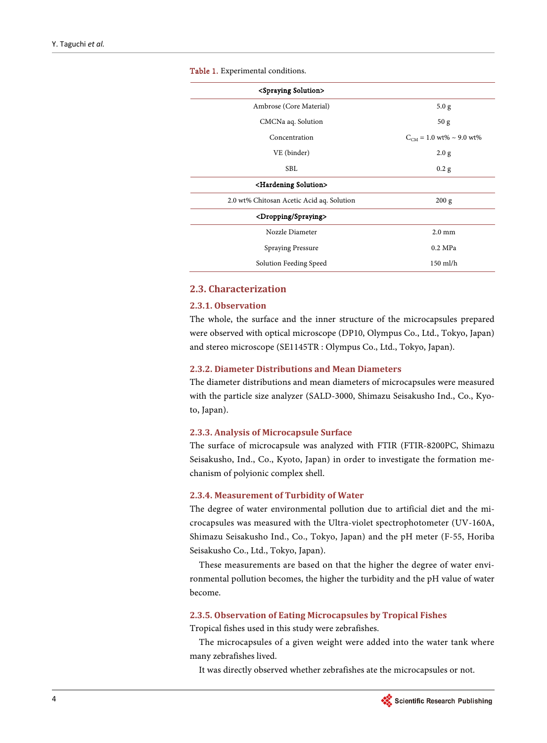Table 1. Experimental conditions.

| <Spraying Solution> | |
|---|---|
| Ambrose (Core Material) | 5.0 g |
| CMCNa aq. Solution | 50 g |
| Concentration | $C_{CM}$ = 1.0 wt% ~ 9.0 wt% |
| VE (binder) | 2.0 g |
| SBL | 0.2 g |
| **<Hardening Solution>** | |
| 2.0 wt% Chitosan Acetic Acid aq. Solution | 200 g |
| **<Dropping/Spraying>** | |
| Nozzle Diameter | 2.0 mm |
| Spraying Pressure | 0.2 MPa |
| Solution Feeding Speed | 150 ml/h |

## 2.3. Characterization

### 2.3.1. Observation

The whole, the surface and the inner structure of the microcapsules prepared were observed with optical microscope (DP10, Olympus Co., Ltd., Tokyo, Japan) and stereo microscope (SE1145TR : Olympus Co., Ltd., Tokyo, Japan).

### 2.3.2. Diameter Distributions and Mean Diameters

The diameter distributions and mean diameters of microcapsules were measured with the particle size analyzer (SALD-3000, Shimazu Seisakusho Ind., Co., Kyoto, Japan).

### 2.3.3. Analysis of Microcapsule Surface

The surface of microcapsule was analyzed with FTIR (FTIR-8200PC, Shimazu Seisakusho, Ind., Co., Kyoto, Japan) in order to investigate the formation mechanism of polyionic complex shell.

### 2.3.4. Measurement of Turbidity of Water

The degree of water environmental pollution due to artificial diet and the microcapsules was measured with the Ultra-violet spectrophotometer (UV-160A, Shimazu Seisakusho Ind., Co., Tokyo, Japan) and the pH meter (F-55, Horiba Seisakusho Co., Ltd., Tokyo, Japan).

These measurements are based on that the higher the degree of water environmental pollution becomes, the higher the turbidity and the pH value of water become.

### 2.3.5. Observation of Eating Microcapsules by Tropical Fishes

Tropical fishes used in this study were zebrafishes.

The microcapsules of a given weight were added into the water tank where many zebrafishes lived.

It was directly observed whether zebrafishes ate the microcapsules or not.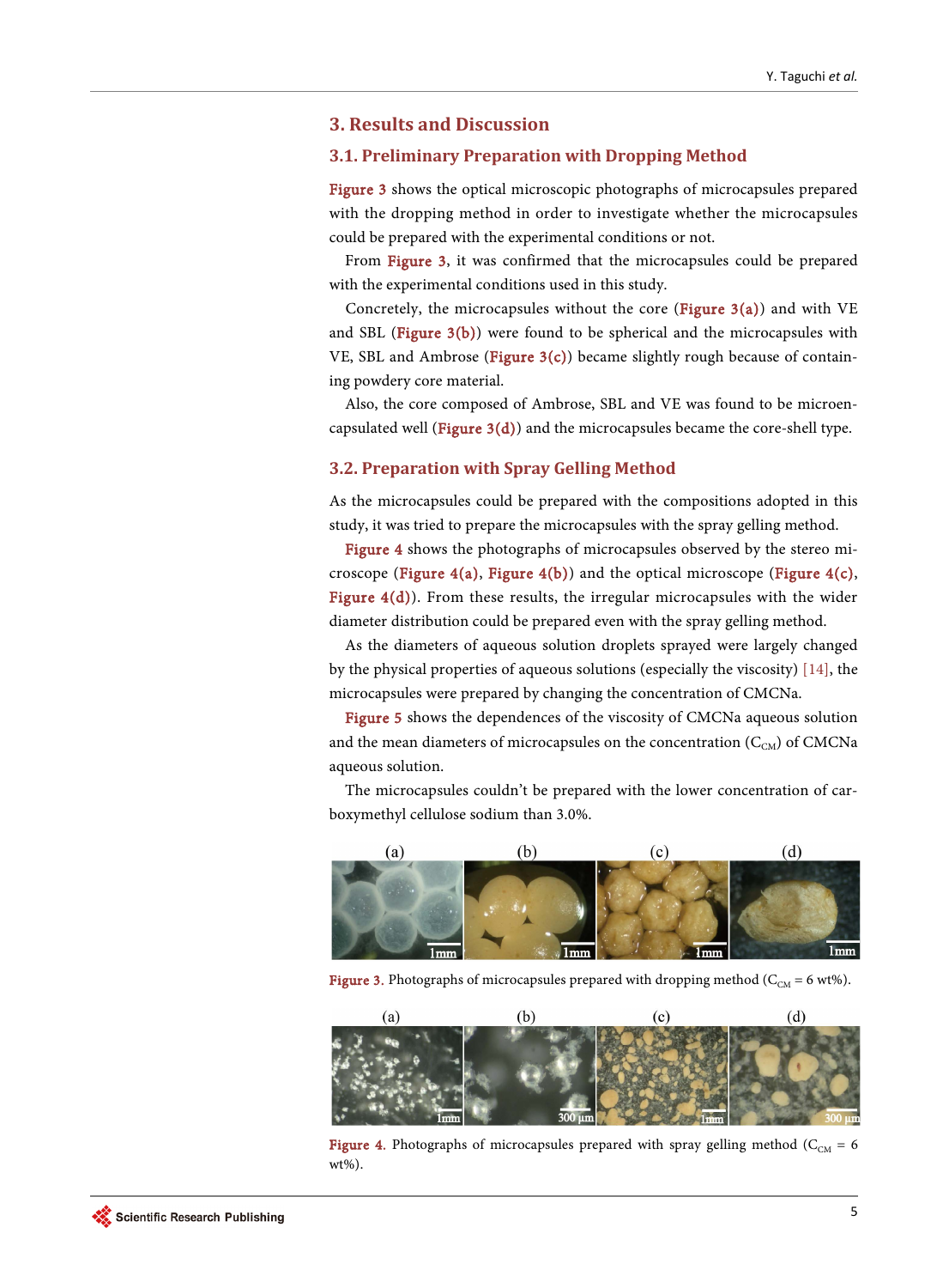## 3. Results and Discussion

### 3.1. Preliminary Preparation with Dropping Method

Figure 3 shows the optical microscopic photographs of microcapsules prepared with the dropping method in order to investigate whether the microcapsules could be prepared with the experimental conditions or not.

From Figure 3, it was confirmed that the microcapsules could be prepared with the experimental conditions used in this study.

Concretely, the microcapsules without the core (Figure 3(a)) and with VE and SBL (Figure 3(b)) were found to be spherical and the microcapsules with VE, SBL and Ambrose (Figure 3(c)) became slightly rough because of containing powdery core material.

Also, the core composed of Ambrose, SBL and VE was found to be microencapsulated well (Figure 3(d)) and the microcapsules became the core-shell type.

### 3.2. Preparation with Spray Gelling Method

As the microcapsules could be prepared with the compositions adopted in this study, it was tried to prepare the microcapsules with the spray gelling method.

Figure 4 shows the photographs of microcapsules observed by the stereo microscope (Figure 4(a), Figure 4(b)) and the optical microscope (Figure 4(c), Figure 4(d)). From these results, the irregular microcapsules with the wider diameter distribution could be prepared even with the spray gelling method.

As the diameters of aqueous solution droplets sprayed were largely changed by the physical properties of aqueous solutions (especially the viscosity) [14], the microcapsules were prepared by changing the concentration of CMCNa.

Figure 5 shows the dependences of the viscosity of CMCNa aqueous solution and the mean diameters of microcapsules on the concentration ($C_{CM}$) of CMCNa aqueous solution.

The microcapsules couldn't be prepared with the lower concentration of carboxymethyl cellulose sodium than 3.0%.

Figure 3. Photographs of microcapsules prepared with dropping method ($C_{CM}$ = 6 wt%).

Figure 4. Photographs of microcapsules prepared with spray gelling method ($C_{CM}$ = 6 wt%).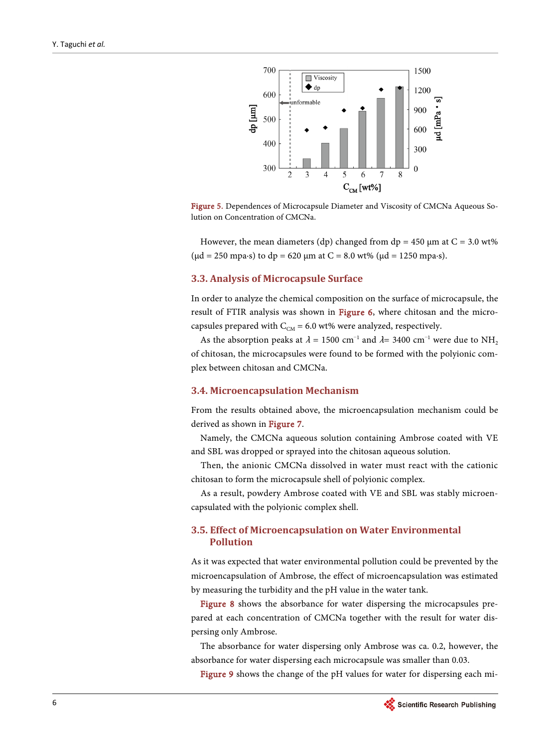Figure 5. Dependences of Microcapsule Diameter and Viscosity of CMCNa Aqueous Solution on Concentration of CMCNa.

However, the mean diameters (dp) changed from dp = 450 μm at C = 3.0 wt% (μd = 250 mpa·s) to dp = 620 μm at C = 8.0 wt% (μd = 1250 mpa·s).

## 3.3. Analysis of Microcapsule Surface

In order to analyze the chemical composition on the surface of microcapsule, the result of FTIR analysis was shown in Figure 6, where chitosan and the microcapsules prepared with $C_{CM}$ = 6.0 wt% were analyzed, respectively.

As the absorption peaks at $\lambda$ = 1500 cm$^{-1}$ and $\lambda$= 3400 cm$^{-1}$ were due to $NH_2$ of chitosan, the microcapsules were found to be formed with the polyionic complex between chitosan and CMCNa.

## 3.4. Microencapsulation Mechanism

From the results obtained above, the microencapsulation mechanism could be derived as shown in Figure 7.

Namely, the CMCNa aqueous solution containing Ambrose coated with VE and SBL was dropped or sprayed into the chitosan aqueous solution.

Then, the anionic CMCNa dissolved in water must react with the cationic chitosan to form the microcapsule shell of polyionic complex.

As a result, powdery Ambrose coated with VE and SBL was stably microencapsulated with the polyionic complex shell.

## 3.5. Effect of Microencapsulation on Water Environmental Pollution

As it was expected that water environmental pollution could be prevented by the microencapsulation of Ambrose, the effect of microencapsulation was estimated by measuring the turbidity and the pH value in the water tank.

Figure 8 shows the absorbance for water dispersing the microcapsules prepared at each concentration of CMCNa together with the result for water dispersing only Ambrose.

The absorbance for water dispersing only Ambrose was ca. 0.2, however, the absorbance for water dispersing each microcapsule was smaller than 0.03.

Figure 9 shows the change of the pH values for water for dispersing each mi-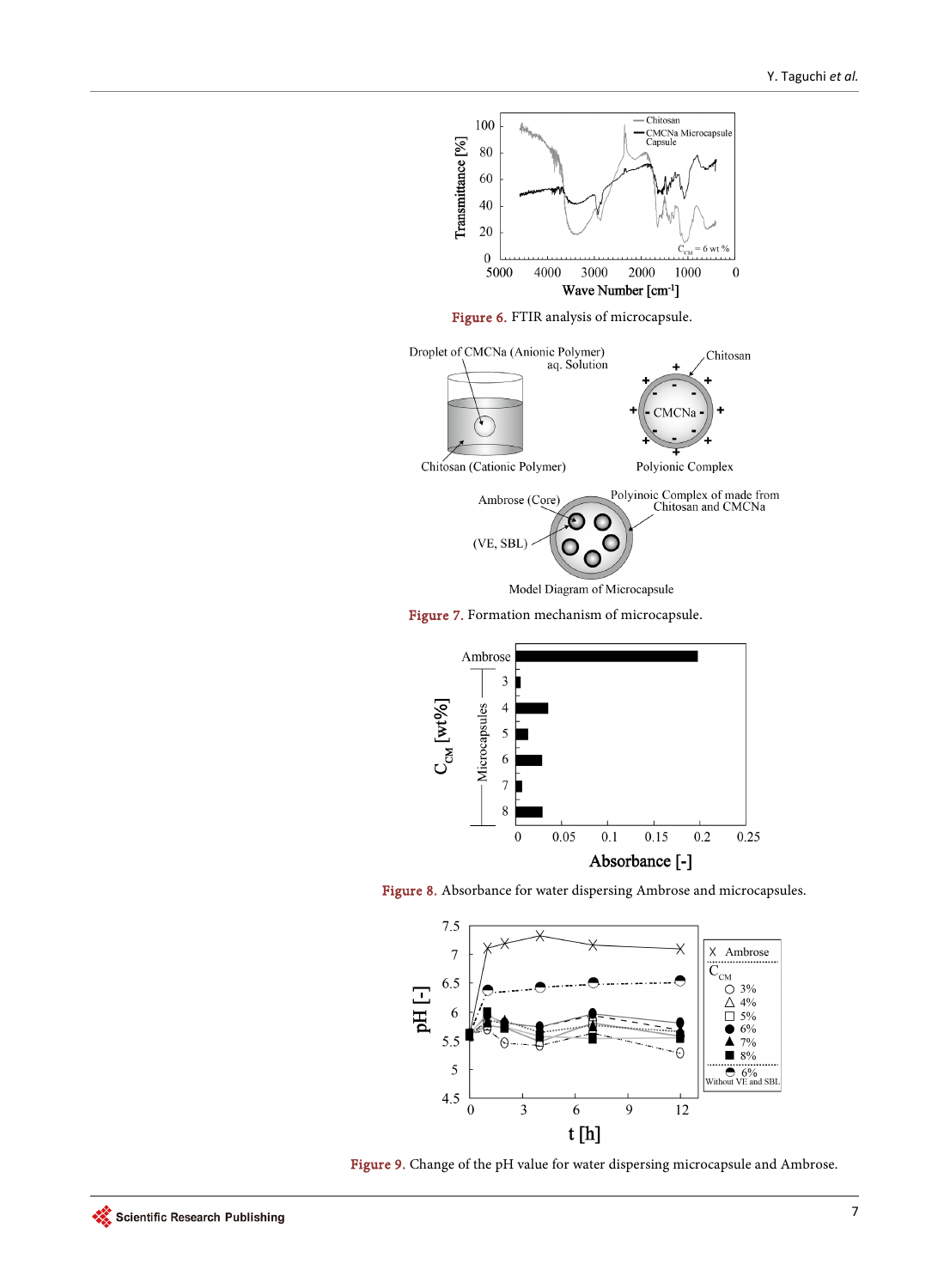Figure 6. FTIR analysis of microcapsule.

Figure 7. Formation mechanism of microcapsule.

Figure 8. Absorbance for water dispersing Ambrose and microcapsules.

Figure 9. Change of the pH value for water dispersing microcapsule and Ambrose.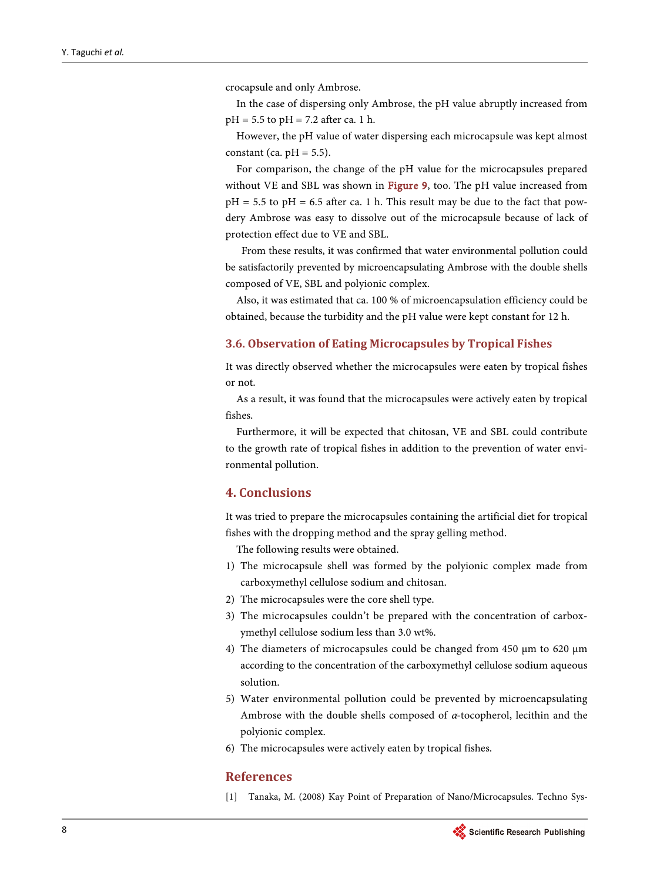crocapsule and only Ambrose.

In the case of dispersing only Ambrose, the pH value abruptly increased from pH = 5.5 to pH = 7.2 after ca. 1 h.

However, the pH value of water dispersing each microcapsule was kept almost constant (ca. pH = 5.5).

For comparison, the change of the pH value for the microcapsules prepared without VE and SBL was shown in Figure 9, too. The pH value increased from pH = 5.5 to pH = 6.5 after ca. 1 h. This result may be due to the fact that powdery Ambrose was easy to dissolve out of the microcapsule because of lack of protection effect due to VE and SBL.

From these results, it was confirmed that water environmental pollution could be satisfactorily prevented by microencapsulating Ambrose with the double shells composed of VE, SBL and polyionic complex.

Also, it was estimated that ca. 100 % of microencapsulation efficiency could be obtained, because the turbidity and the pH value were kept constant for 12 h.

### 3.6. Observation of Eating Microcapsules by Tropical Fishes

It was directly observed whether the microcapsules were eaten by tropical fishes or not.

As a result, it was found that the microcapsules were actively eaten by tropical fishes.

Furthermore, it will be expected that chitosan, VE and SBL could contribute to the growth rate of tropical fishes in addition to the prevention of water environmental pollution.

## 4. Conclusions

It was tried to prepare the microcapsules containing the artificial diet for tropical fishes with the dropping method and the spray gelling method.

The following results were obtained.

1) The microcapsule shell was formed by the polyionic complex made from carboxymethyl cellulose sodium and chitosan.
2) The microcapsules were the core shell type.
3) The microcapsules couldn't be prepared with the concentration of carboxymethyl cellulose sodium less than 3.0 wt%.
4) The diameters of microcapsules could be changed from 450 μm to 620 μm according to the concentration of the carboxymethyl cellulose sodium aqueous solution.
5) Water environmental pollution could be prevented by microencapsulating Ambrose with the double shells composed of $\alpha$-tocopherol, lecithin and the polyionic complex.
6) The microcapsules were actively eaten by tropical fishes.

## References

[1] Tanaka, M. (2008) Kay Point of Preparation of Nano/Microcapsules. Techno Sys-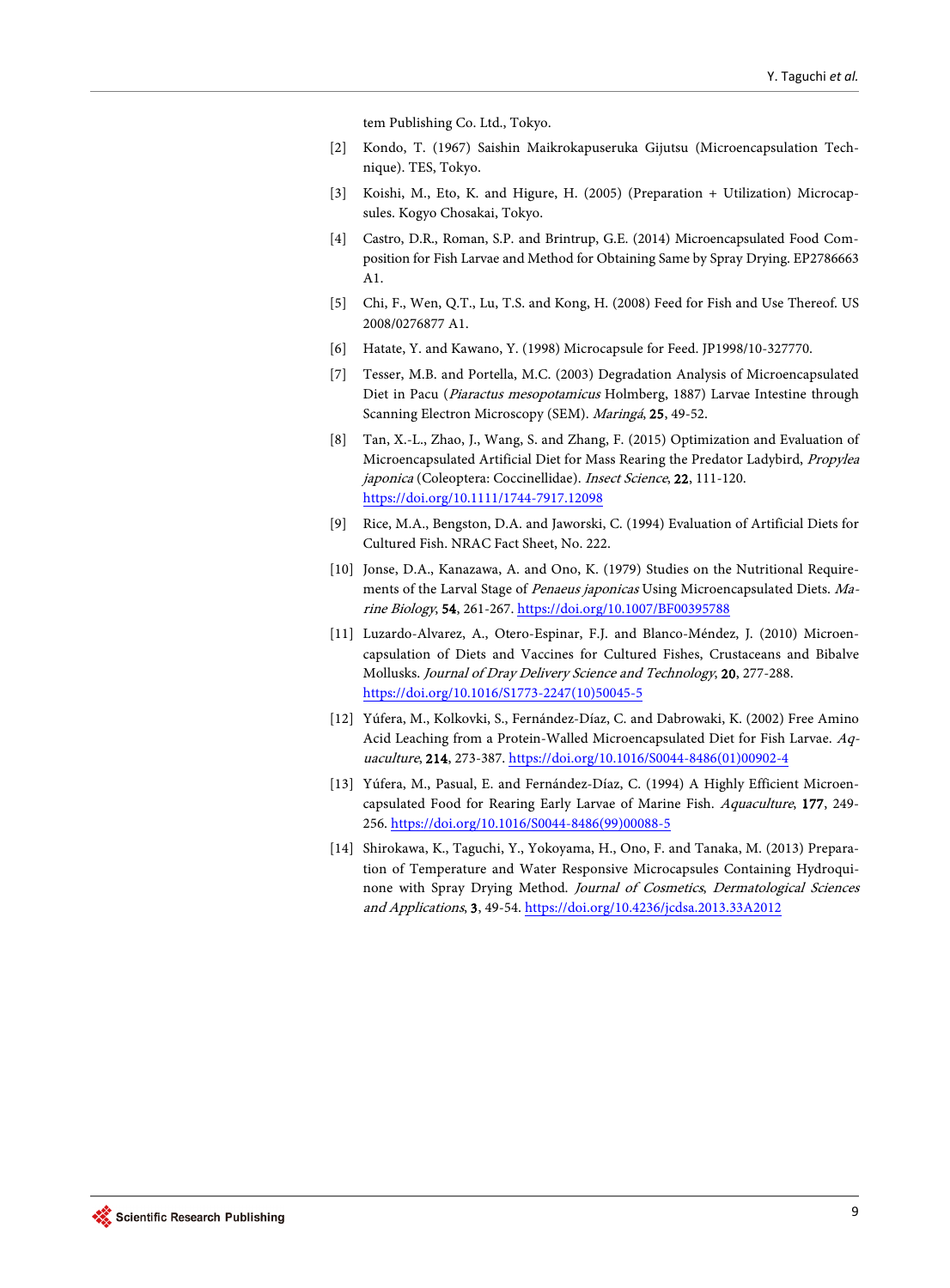tem Publishing Co. Ltd., Tokyo.

[2] Kondo, T. (1967) Saishin Maikrokapuseruka Gijutsu (Microencapsulation Technique). TES, Tokyo.

[3] Koishi, M., Eto, K. and Higure, H. (2005) (Preparation + Utilization) Microcapsules. Kogyo Chosakai, Tokyo.

[4] Castro, D.R., Roman, S.P. and Brintrup, G.E. (2014) Microencapsulated Food Composition for Fish Larvae and Method for Obtaining Same by Spray Drying. EP2786663 A1.

[5] Chi, F., Wen, Q.T., Lu, T.S. and Kong, H. (2008) Feed for Fish and Use Thereof. US 2008/0276877 A1.

[6] Hatate, Y. and Kawano, Y. (1998) Microcapsule for Feed. JP1998/10-327770.

[7] Tesser, M.B. and Portella, M.C. (2003) Degradation Analysis of Microencapsulated Diet in Pacu (*Piaractus mesopotamicus* Holmberg, 1887) Larvae Intestine through Scanning Electron Microscopy (SEM). *Maringá*, **25**, 49-52.

[8] Tan, X.-L., Zhao, J., Wang, S. and Zhang, F. (2015) Optimization and Evaluation of Microencapsulated Artificial Diet for Mass Rearing the Predator Ladybird, *Propylea japonica* (Coleoptera: Coccinellidae). *Insect Science*, **22**, 111-120. https://doi.org/10.1111/1744-7917.12098

[9] Rice, M.A., Bengston, D.A. and Jaworski, C. (1994) Evaluation of Artificial Diets for Cultured Fish. NRAC Fact Sheet, No. 222.

[10] Jonse, D.A., Kanazawa, A. and Ono, K. (1979) Studies on the Nutritional Requirements of the Larval Stage of *Penaeus japonicas* Using Microencapsulated Diets. *Marine Biology*, **54**, 261-267. https://doi.org/10.1007/BF00395788

[11] Luzardo-Alvarez, A., Otero-Espinar, F.J. and Blanco-Méndez, J. (2010) Microencapsulation of Diets and Vaccines for Cultured Fishes, Crustaceans and Bibalve Mollusks. *Journal of Dray Delivery Science and Technology*, **20**, 277-288. https://doi.org/10.1016/S1773-2247(10)50045-5

[12] Yúfera, M., Kolkovki, S., Fernández-Díaz, C. and Dabrowaki, K. (2002) Free Amino Acid Leaching from a Protein-Walled Microencapsulated Diet for Fish Larvae. *Aquaculture*, **214**, 273-387. https://doi.org/10.1016/S0044-8486(01)00902-4

[13] Yúfera, M., Pasual, E. and Fernández-Díaz, C. (1994) A Highly Efficient Microencapsulated Food for Rearing Early Larvae of Marine Fish. *Aquaculture*, **177**, 249-256. https://doi.org/10.1016/S0044-8486(99)00088-5

[14] Shirokawa, K., Taguchi, Y., Yokoyama, H., Ono, F. and Tanaka, M. (2013) Preparation of Temperature and Water Responsive Microcapsules Containing Hydroquinone with Spray Drying Method. *Journal of Cosmetics*, *Dermatological Sciences and Applications*, **3**, 49-54. https://doi.org/10.4236/jcdsa.2013.33A2012